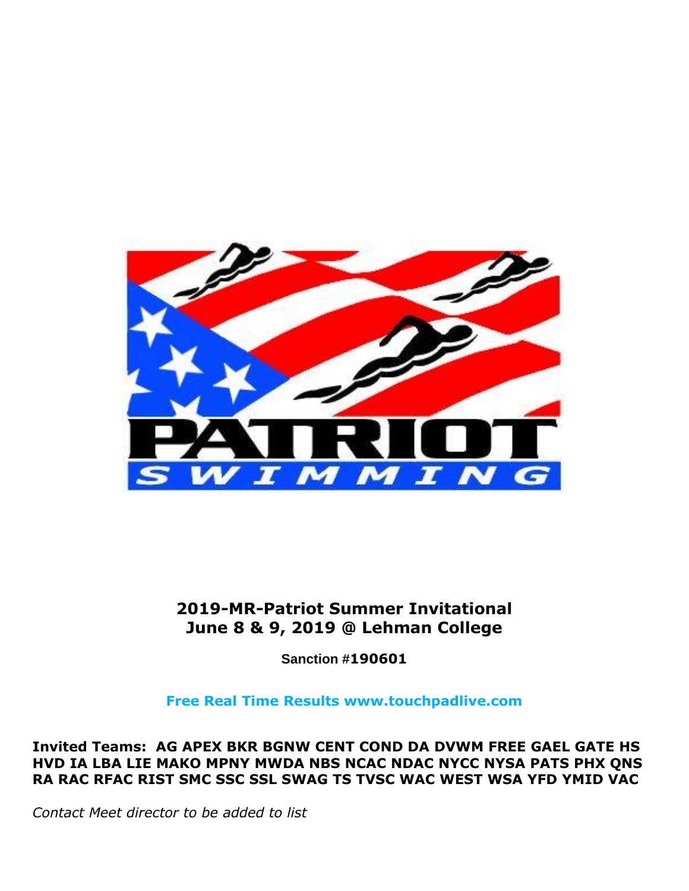**2019-MR-Patriot Summer Invitational**
**June 8 & 9, 2019 @ Lehman College**

**Sanction #190601**

**Free Real Time Results www.touchpadlive.com**

**Invited Teams: AG APEX BKR BGNW CENT COND DA DVWM FREE GAEL GATE HS HVD IA LBA LIE MAKO MPNY MWDA NBS NCAC NDAC NYCC NYSA PATS PHX QNS RA RAC RFAC RIST SMC SSC SSL SWAG TS TVSC WAC WEST WSA YFD YMID VAC**

*Contact Meet director to be added to list*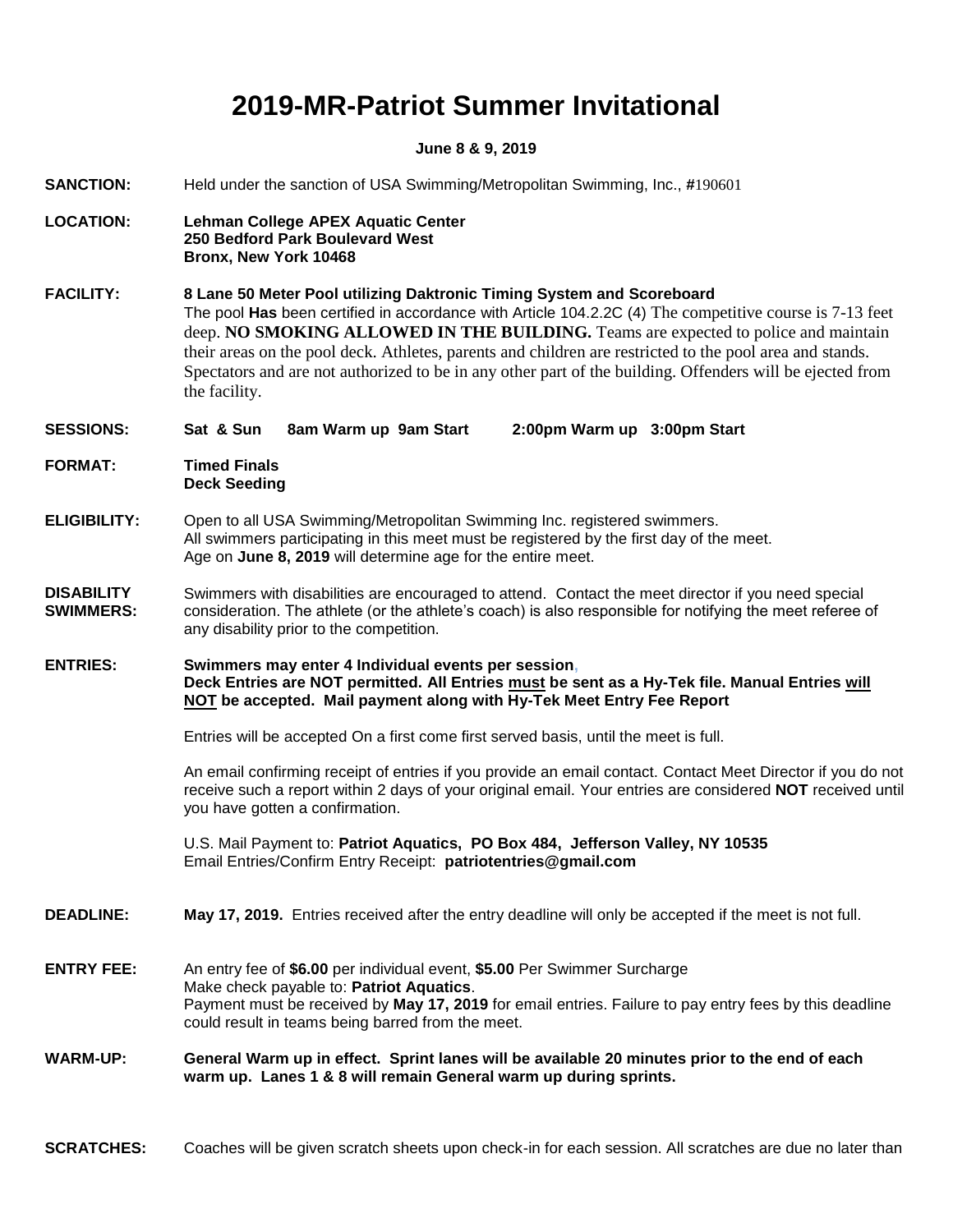# 2019-MR-Patriot Summer Invitational

**June 8 & 9, 2019**

**SANCTION:** Held under the sanction of USA Swimming/Metropolitan Swimming, Inc., **#**190601

**LOCATION:** **Lehman College APEX Aquatic Center**
**250 Bedford Park Boulevard West**
**Bronx, New York 10468**

**FACILITY:** **8 Lane 50 Meter Pool utilizing Daktronic Timing System and Scoreboard**
The pool **Has** been certified in accordance with Article 104.2.2C (4) The competitive course is 7-13 feet deep. **NO SMOKING ALLOWED IN THE BUILDING.** Teams are expected to police and maintain their areas on the pool deck. Athletes, parents and children are restricted to the pool area and stands. Spectators and are not authorized to be in any other part of the building. Offenders will be ejected from the facility.

**SESSIONS:** **Sat & Sun 8am Warm up 9am Start 2:00pm Warm up 3:00pm Start**

**FORMAT:** **Timed Finals**
**Deck Seeding**

**ELIGIBILITY:** Open to all USA Swimming/Metropolitan Swimming Inc. registered swimmers.
All swimmers participating in this meet must be registered by the first day of the meet.
Age on **June 8, 2019** will determine age for the entire meet.

**DISABILITY SWIMMERS:** Swimmers with disabilities are encouraged to attend. Contact the meet director if you need special consideration. The athlete (or the athlete's coach) is also responsible for notifying the meet referee of any disability prior to the competition.

**ENTRIES:** **Swimmers may enter 4 Individual events per session,**
**Deck Entries are NOT permitted. All Entries <u>must</u> be sent as a Hy-Tek file. Manual Entries <u>will NOT</u> be accepted. Mail payment along with Hy-Tek Meet Entry Fee Report**

Entries will be accepted On a first come first served basis, until the meet is full.

An email confirming receipt of entries if you provide an email contact. Contact Meet Director if you do not receive such a report within 2 days of your original email. Your entries are considered **NOT** received until you have gotten a confirmation.

U.S. Mail Payment to: **Patriot Aquatics, PO Box 484, Jefferson Valley, NY 10535**
Email Entries/Confirm Entry Receipt: **patriotentries@gmail.com**

**DEADLINE:** **May 17, 2019.** Entries received after the entry deadline will only be accepted if the meet is not full.

**ENTRY FEE:** An entry fee of **$6.00** per individual event, **$5.00** Per Swimmer Surcharge
Make check payable to: **Patriot Aquatics**.
Payment must be received by **May 17, 2019** for email entries. Failure to pay entry fees by this deadline could result in teams being barred from the meet.

**WARM-UP:** **General Warm up in effect. Sprint lanes will be available 20 minutes prior to the end of each warm up. Lanes 1 & 8 will remain General warm up during sprints.**

**SCRATCHES:** Coaches will be given scratch sheets upon check-in for each session. All scratches are due no later than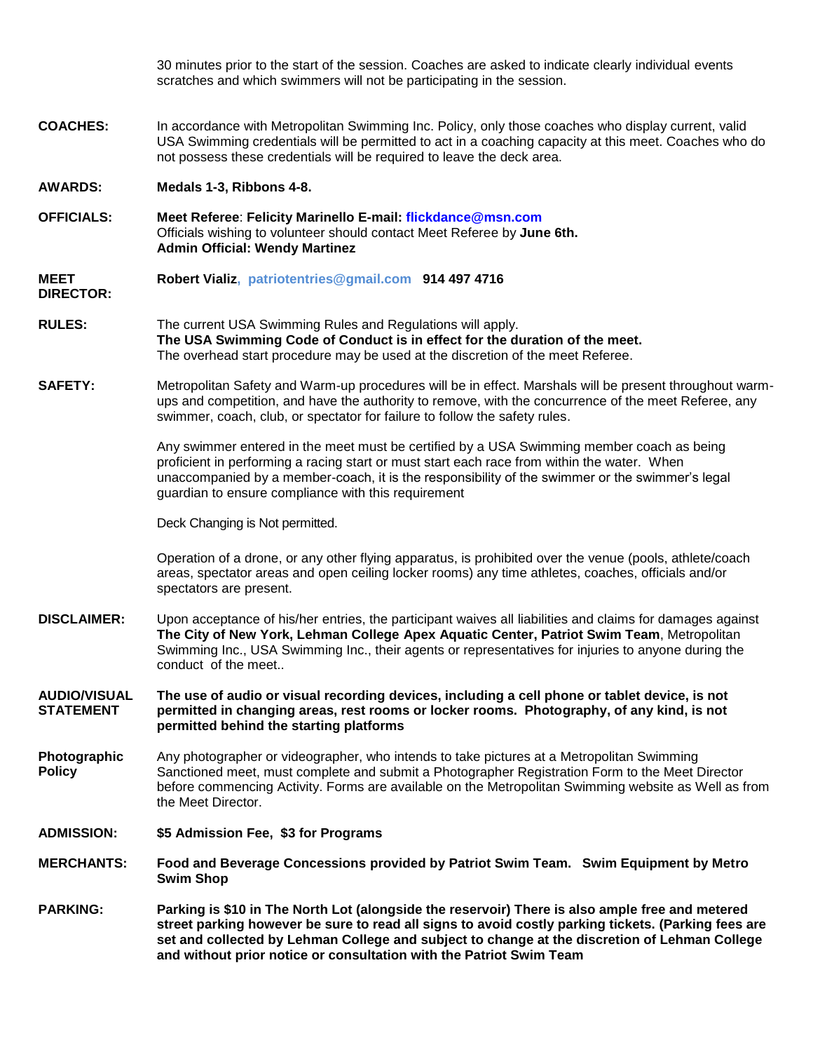30 minutes prior to the start of the session. Coaches are asked to indicate clearly individual events scratches and which swimmers will not be participating in the session.

**COACHES:** In accordance with Metropolitan Swimming Inc. Policy, only those coaches who display current, valid USA Swimming credentials will be permitted to act in a coaching capacity at this meet. Coaches who do not possess these credentials will be required to leave the deck area.

**AWARDS:** **Medals 1-3, Ribbons 4-8.**

**OFFICIALS:** **Meet Referee**: **Felicity Marinello E-mail: flickdance@msn.com**
Officials wishing to volunteer should contact Meet Referee by **June 6th.**
**Admin Official: Wendy Martinez**

**MEET DIRECTOR:** **Robert Vializ, patriotentries@gmail.com 914 497 4716**

**RULES:** The current USA Swimming Rules and Regulations will apply.
**The USA Swimming Code of Conduct is in effect for the duration of the meet.**
The overhead start procedure may be used at the discretion of the meet Referee.

**SAFETY:** Metropolitan Safety and Warm-up procedures will be in effect. Marshals will be present throughout warm-ups and competition, and have the authority to remove, with the concurrence of the meet Referee, any swimmer, coach, club, or spectator for failure to follow the safety rules.

Any swimmer entered in the meet must be certified by a USA Swimming member coach as being proficient in performing a racing start or must start each race from within the water. When unaccompanied by a member-coach, it is the responsibility of the swimmer or the swimmer's legal guardian to ensure compliance with this requirement

Deck Changing is Not permitted.

Operation of a drone, or any other flying apparatus, is prohibited over the venue (pools, athlete/coach areas, spectator areas and open ceiling locker rooms) any time athletes, coaches, officials and/or spectators are present.

**DISCLAIMER:** Upon acceptance of his/her entries, the participant waives all liabilities and claims for damages against **The City of New York, Lehman College Apex Aquatic Center, Patriot Swim Team**, Metropolitan Swimming Inc., USA Swimming Inc., their agents or representatives for injuries to anyone during the conduct of the meet..

**AUDIO/VISUAL STATEMENT** **The use of audio or visual recording devices, including a cell phone or tablet device, is not permitted in changing areas, rest rooms or locker rooms. Photography, of any kind, is not permitted behind the starting platforms**

**Photographic Policy** Any photographer or videographer, who intends to take pictures at a Metropolitan Swimming Sanctioned meet, must complete and submit a Photographer Registration Form to the Meet Director before commencing Activity. Forms are available on the Metropolitan Swimming website as Well as from the Meet Director.

**ADMISSION:** **$5 Admission Fee, $3 for Programs**

**MERCHANTS:** **Food and Beverage Concessions provided by Patriot Swim Team. Swim Equipment by Metro Swim Shop**

**PARKING:** **Parking is $10 in The North Lot (alongside the reservoir) There is also ample free and metered street parking however be sure to read all signs to avoid costly parking tickets. (Parking fees are set and collected by Lehman College and subject to change at the discretion of Lehman College and without prior notice or consultation with the Patriot Swim Team**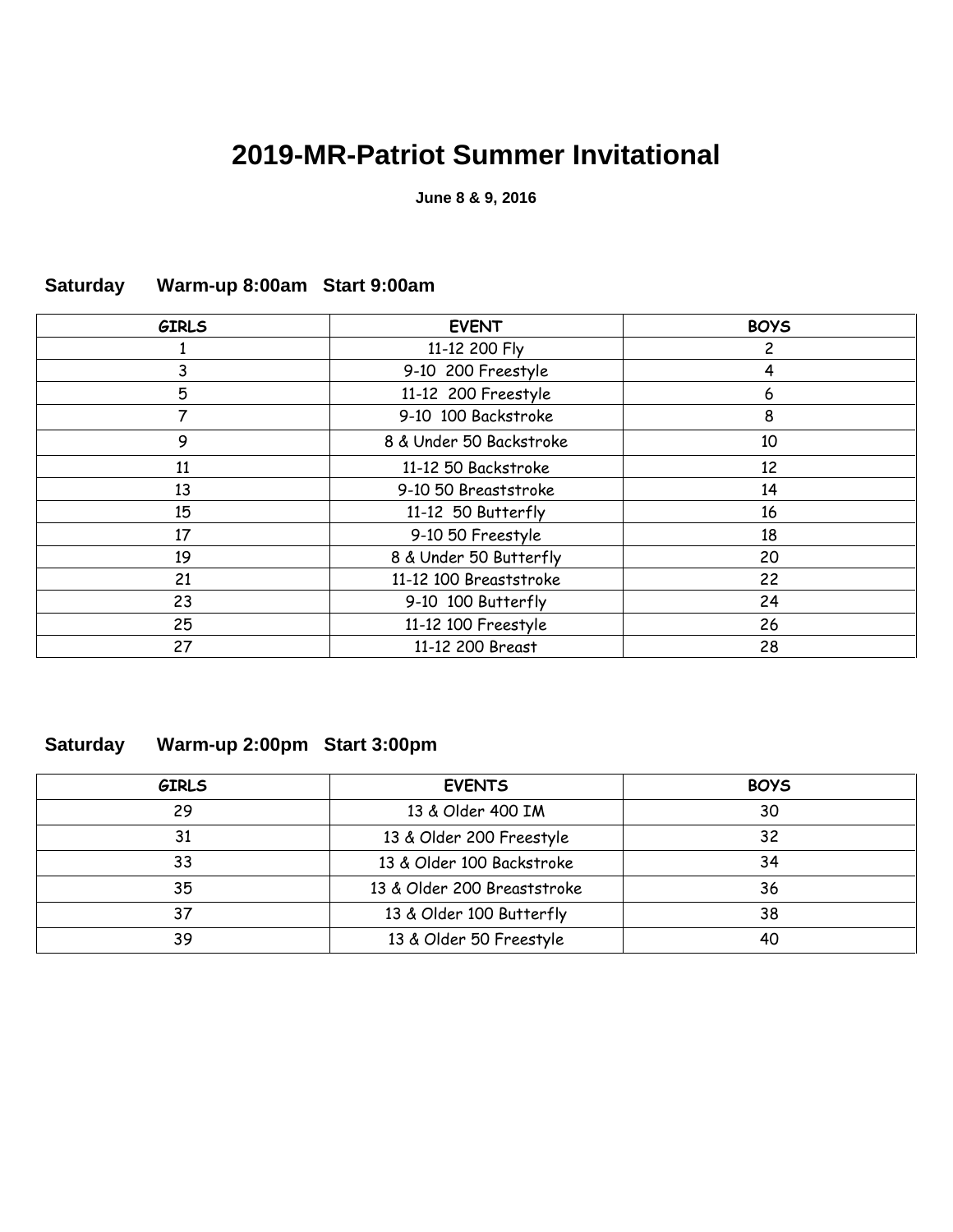# 2019-MR-Patriot Summer Invitational

**June 8 & 9, 2016**

**Saturday   Warm-up 8:00am   Start 9:00am**

| GIRLS | EVENT | BOYS |
|---|---|---|
| 1 | 11-12 200 Fly | 2 |
| 3 | 9-10 200 Freestyle | 4 |
| 5 | 11-12 200 Freestyle | 6 |
| 7 | 9-10 100 Backstroke | 8 |
| 9 | 8 & Under 50 Backstroke | 10 |
| 11 | 11-12 50 Backstroke | 12 |
| 13 | 9-10 50 Breaststroke | 14 |
| 15 | 11-12 50 Butterfly | 16 |
| 17 | 9-10 50 Freestyle | 18 |
| 19 | 8 & Under 50 Butterfly | 20 |
| 21 | 11-12 100 Breaststroke | 22 |
| 23 | 9-10 100 Butterfly | 24 |
| 25 | 11-12 100 Freestyle | 26 |
| 27 | 11-12 200 Breast | 28 |

**Saturday   Warm-up 2:00pm   Start 3:00pm**

| GIRLS | EVENTS | BOYS |
|---|---|---|
| 29 | 13 & Older 400 IM | 30 |
| 31 | 13 & Older 200 Freestyle | 32 |
| 33 | 13 & Older 100 Backstroke | 34 |
| 35 | 13 & Older 200 Breaststroke | 36 |
| 37 | 13 & Older 100 Butterfly | 38 |
| 39 | 13 & Older 50 Freestyle | 40 |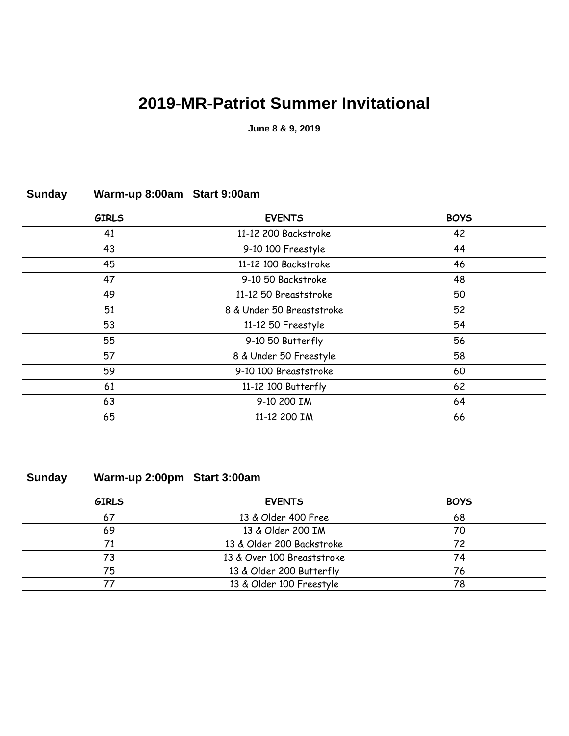# 2019-MR-Patriot Summer Invitational

**June 8 & 9, 2019**

**Sunday Warm-up 8:00am Start 9:00am**

| GIRLS | EVENTS | BOYS |
|---|---|---|
| 41 | 11-12 200 Backstroke | 42 |
| 43 | 9-10 100 Freestyle | 44 |
| 45 | 11-12 100 Backstroke | 46 |
| 47 | 9-10 50 Backstroke | 48 |
| 49 | 11-12 50 Breaststroke | 50 |
| 51 | 8 & Under 50 Breaststroke | 52 |
| 53 | 11-12 50 Freestyle | 54 |
| 55 | 9-10 50 Butterfly | 56 |
| 57 | 8 & Under 50 Freestyle | 58 |
| 59 | 9-10 100 Breaststroke | 60 |
| 61 | 11-12 100 Butterfly | 62 |
| 63 | 9-10 200 IM | 64 |
| 65 | 11-12 200 IM | 66 |

**Sunday Warm-up 2:00pm Start 3:00am**

| GIRLS | EVENTS | BOYS |
|---|---|---|
| 67 | 13 & Older 400 Free | 68 |
| 69 | 13 & Older 200 IM | 70 |
| 71 | 13 & Older 200 Backstroke | 72 |
| 73 | 13 & Over 100 Breaststroke | 74 |
| 75 | 13 & Older 200 Butterfly | 76 |
| 77 | 13 & Older 100 Freestyle | 78 |